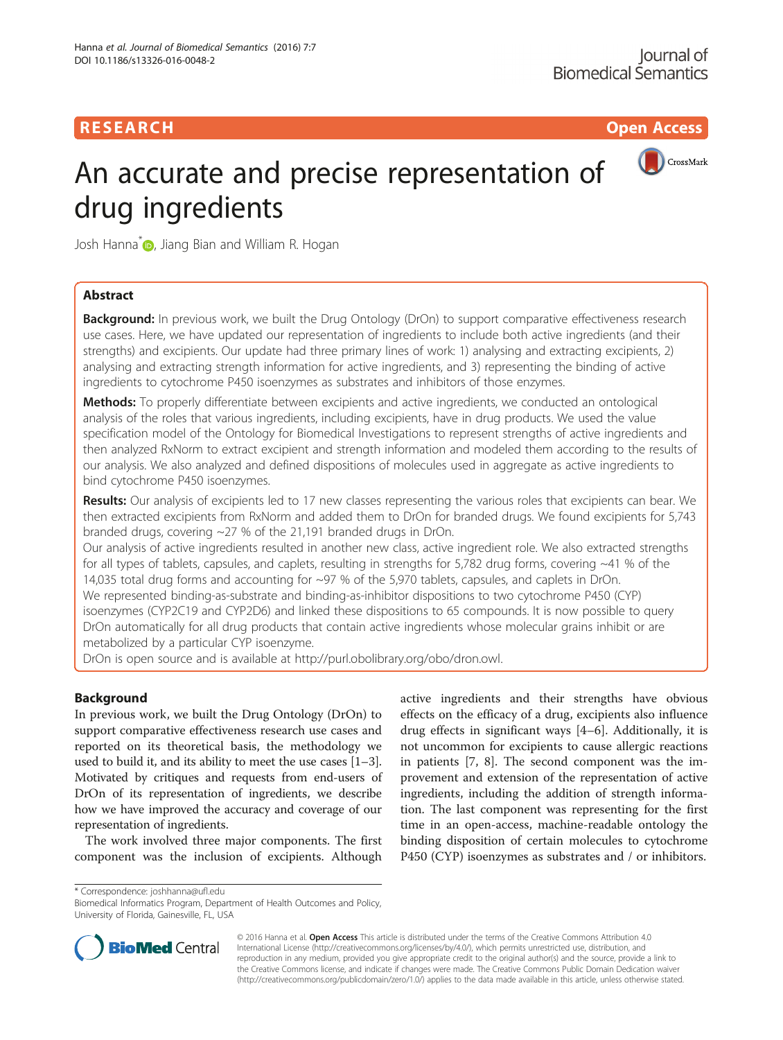RESEARCH Open Access

# An accurate and precise representation of drug ingredients

Josh Hanna*, Jiang Bian and William R. Hogan

## Abstract

**Background:** In previous work, we built the Drug Ontology (DrOn) to support comparative effectiveness research use cases. Here, we have updated our representation of ingredients to include both active ingredients (and their strengths) and excipients. Our update had three primary lines of work: 1) analysing and extracting excipients, 2) analysing and extracting strength information for active ingredients, and 3) representing the binding of active ingredients to cytochrome P450 isoenzymes as substrates and inhibitors of those enzymes.

**Methods:** To properly differentiate between excipients and active ingredients, we conducted an ontological analysis of the roles that various ingredients, including excipients, have in drug products. We used the value specification model of the Ontology for Biomedical Investigations to represent strengths of active ingredients and then analyzed RxNorm to extract excipient and strength information and modeled them according to the results of our analysis. We also analyzed and defined dispositions of molecules used in aggregate as active ingredients to bind cytochrome P450 isoenzymes.

**Results:** Our analysis of excipients led to 17 new classes representing the various roles that excipients can bear. We then extracted excipients from RxNorm and added them to DrOn for branded drugs. We found excipients for 5,743 branded drugs, covering ~27 % of the 21,191 branded drugs in DrOn.

Our analysis of active ingredients resulted in another new class, active ingredient role. We also extracted strengths for all types of tablets, capsules, and caplets, resulting in strengths for 5,782 drug forms, covering ~41 % of the 14,035 total drug forms and accounting for ~97 % of the 5,970 tablets, capsules, and caplets in DrOn.

We represented binding-as-substrate and binding-as-inhibitor dispositions to two cytochrome P450 (CYP) isoenzymes (CYP2C19 and CYP2D6) and linked these dispositions to 65 compounds. It is now possible to query DrOn automatically for all drug products that contain active ingredients whose molecular grains inhibit or are metabolized by a particular CYP isoenzyme.

DrOn is open source and is available at http://purl.obolibrary.org/obo/dron.owl.

## Background

In previous work, we built the Drug Ontology (DrOn) to support comparative effectiveness research use cases and reported on its theoretical basis, the methodology we used to build it, and its ability to meet the use cases [1–3]. Motivated by critiques and requests from end-users of DrOn of its representation of ingredients, we describe how we have improved the accuracy and coverage of our representation of ingredients.

The work involved three major components. The first component was the inclusion of excipients. Although active ingredients and their strengths have obvious effects on the efficacy of a drug, excipients also influence drug effects in significant ways [4–6]. Additionally, it is not uncommon for excipients to cause allergic reactions in patients [7, 8]. The second component was the improvement and extension of the representation of active ingredients, including the addition of strength information. The last component was representing for the first time in an open-access, machine-readable ontology the binding disposition of certain molecules to cytochrome P450 (CYP) isoenzymes as substrates and / or inhibitors.

* Correspondence: joshhanna@ufl.edu
Biomedical Informatics Program, Department of Health Outcomes and Policy, University of Florida, Gainesville, FL, USA

© 2016 Hanna et al. **Open Access** This article is distributed under the terms of the Creative Commons Attribution 4.0 International License (http://creativecommons.org/licenses/by/4.0/), which permits unrestricted use, distribution, and reproduction in any medium, provided you give appropriate credit to the original author(s) and the source, provide a link to the Creative Commons license, and indicate if changes were made. The Creative Commons Public Domain Dedication waiver (http://creativecommons.org/publicdomain/zero/1.0/) applies to the data made available in this article, unless otherwise stated.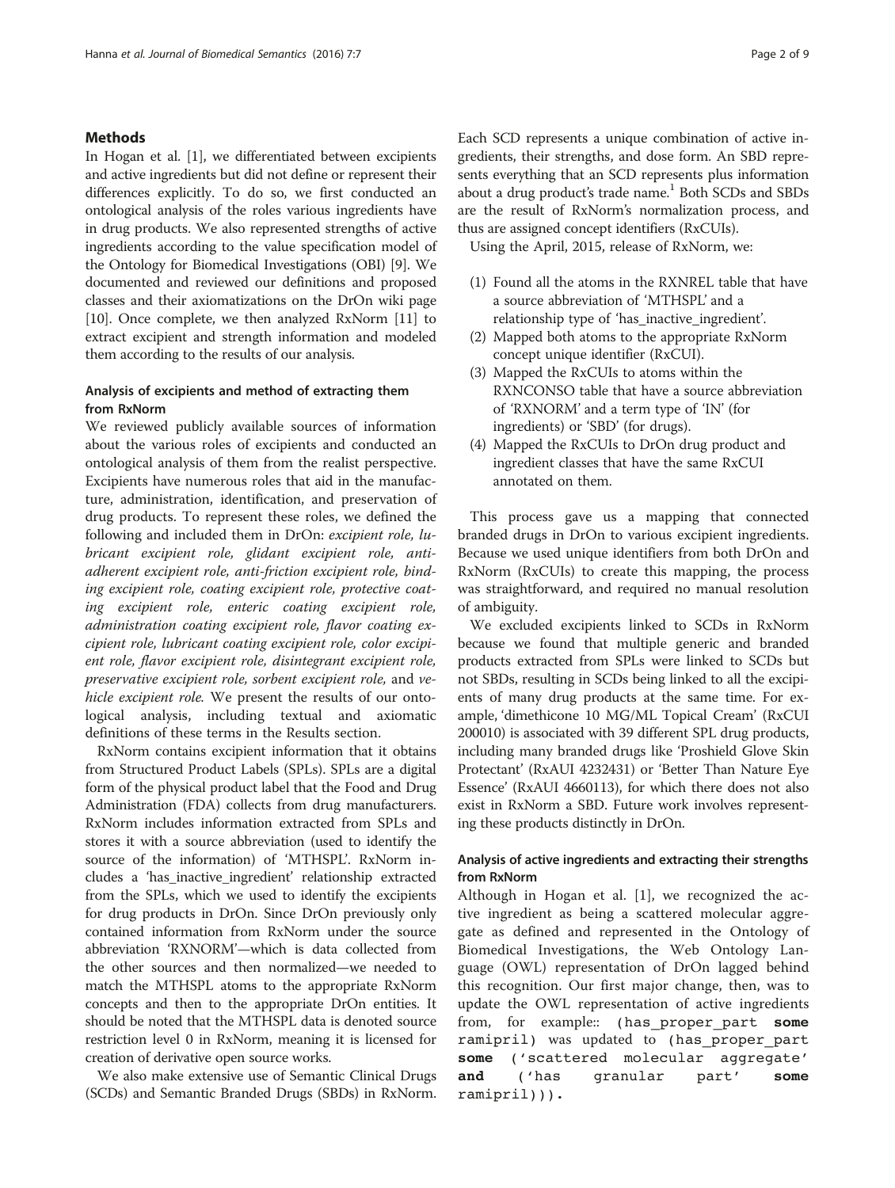## Methods

In Hogan et al. [1], we differentiated between excipients and active ingredients but did not define or represent their differences explicitly. To do so, we first conducted an ontological analysis of the roles various ingredients have in drug products. We also represented strengths of active ingredients according to the value specification model of the Ontology for Biomedical Investigations (OBI) [9]. We documented and reviewed our definitions and proposed classes and their axiomatizations on the DrOn wiki page [10]. Once complete, we then analyzed RxNorm [11] to extract excipient and strength information and modeled them according to the results of our analysis.

### Analysis of excipients and method of extracting them from RxNorm

We reviewed publicly available sources of information about the various roles of excipients and conducted an ontological analysis of them from the realist perspective. Excipients have numerous roles that aid in the manufacture, administration, identification, and preservation of drug products. To represent these roles, we defined the following and included them in DrOn: *excipient role, lubricant excipient role, glidant excipient role, anti-adherent excipient role, anti-friction excipient role, binding excipient role, coating excipient role, protective coating excipient role, enteric coating excipient role, administration coating excipient role, flavor coating excipient role, lubricant coating excipient role, color excipient role, flavor excipient role, disintegrant excipient role, preservative excipient role, sorbent excipient role,* and *vehicle excipient role.* We present the results of our ontological analysis, including textual and axiomatic definitions of these terms in the Results section.

RxNorm contains excipient information that it obtains from Structured Product Labels (SPLs). SPLs are a digital form of the physical product label that the Food and Drug Administration (FDA) collects from drug manufacturers. RxNorm includes information extracted from SPLs and stores it with a source abbreviation (used to identify the source of the information) of 'MTHSPL'. RxNorm includes a 'has_inactive_ingredient' relationship extracted from the SPLs, which we used to identify the excipients for drug products in DrOn. Since DrOn previously only contained information from RxNorm under the source abbreviation 'RXNORM'—which is data collected from the other sources and then normalized—we needed to match the MTHSPL atoms to the appropriate RxNorm concepts and then to the appropriate DrOn entities. It should be noted that the MTHSPL data is denoted source restriction level 0 in RxNorm, meaning it is licensed for creation of derivative open source works.

We also make extensive use of Semantic Clinical Drugs (SCDs) and Semantic Branded Drugs (SBDs) in RxNorm. Each SCD represents a unique combination of active ingredients, their strengths, and dose form. An SBD represents everything that an SCD represents plus information about a drug product's trade name.[1] Both SCDs and SBDs are the result of RxNorm's normalization process, and thus are assigned concept identifiers (RxCUIs).

Using the April, 2015, release of RxNorm, we:

1. Found all the atoms in the RXNREL table that have a source abbreviation of 'MTHSPL' and a relationship type of 'has_inactive_ingredient'.
2. Mapped both atoms to the appropriate RxNorm concept unique identifier (RxCUI).
3. Mapped the RxCUIs to atoms within the RXNCONSO table that have a source abbreviation of 'RXNORM' and a term type of 'IN' (for ingredients) or 'SBD' (for drugs).
4. Mapped the RxCUIs to DrOn drug product and ingredient classes that have the same RxCUI annotated on them.

This process gave us a mapping that connected branded drugs in DrOn to various excipient ingredients. Because we used unique identifiers from both DrOn and RxNorm (RxCUIs) to create this mapping, the process was straightforward, and required no manual resolution of ambiguity.

We excluded excipients linked to SCDs in RxNorm because we found that multiple generic and branded products extracted from SPLs were linked to SCDs but not SBDs, resulting in SCDs being linked to all the excipients of many drug products at the same time. For example, 'dimethicone 10 MG/ML Topical Cream' (RxCUI 200010) is associated with 39 different SPL drug products, including many branded drugs like 'Proshield Glove Skin Protectant' (RxAUI 4232431) or 'Better Than Nature Eye Essence' (RxAUI 4660113), for which there does not also exist in RxNorm a SBD. Future work involves representing these products distinctly in DrOn.

### Analysis of active ingredients and extracting their strengths from RxNorm

Although in Hogan et al. [1], we recognized the active ingredient as being a scattered molecular aggregate as defined and represented in the Ontology of Biomedical Investigations, the Web Ontology Language (OWL) representation of DrOn lagged behind this recognition. Our first major change, then, was to update the OWL representation of active ingredients from, for example:: `(has_proper_part` **`some`** `ramipril)` was updated to `(has_proper_part` **`some`** `('scattered molecular aggregate'` **`and`** `('has granular part'` **`some`** `ramipril))).`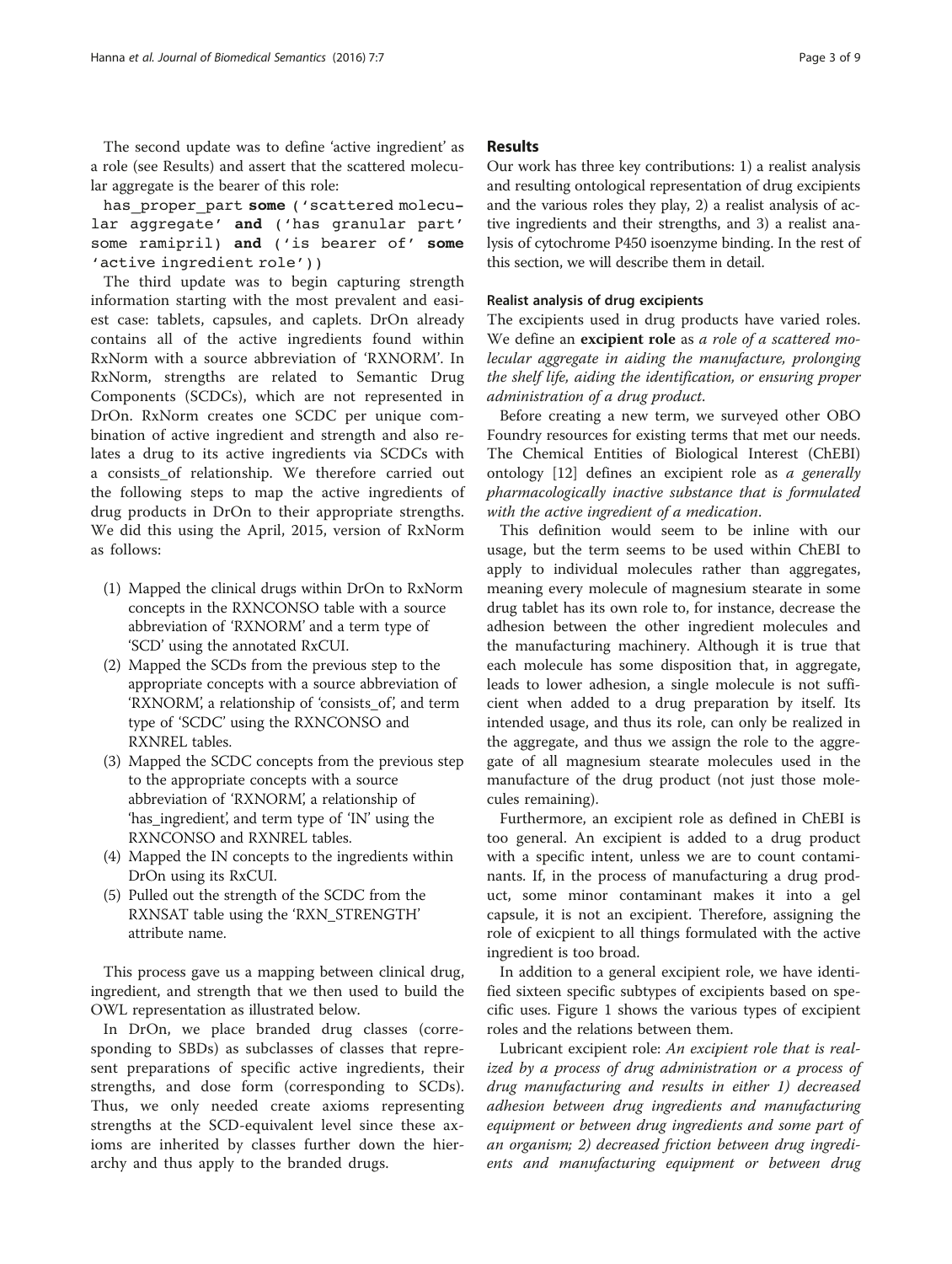The second update was to define 'active ingredient' as a role (see Results) and assert that the scattered molecular aggregate is the bearer of this role:

```
has_proper_part some ('scattered molecular aggregate' and ('has granular part' some ramipril) and ('is bearer of' some 'active ingredient role'))
```

The third update was to begin capturing strength information starting with the most prevalent and easiest case: tablets, capsules, and caplets. DrOn already contains all of the active ingredients found within RxNorm with a source abbreviation of 'RXNORM'. In RxNorm, strengths are related to Semantic Drug Components (SCDCs), which are not represented in DrOn. RxNorm creates one SCDC per unique combination of active ingredient and strength and also relates a drug to its active ingredients via SCDCs with a consists_of relationship. We therefore carried out the following steps to map the active ingredients of drug products in DrOn to their appropriate strengths. We did this using the April, 2015, version of RxNorm as follows:

(1) Mapped the clinical drugs within DrOn to RxNorm concepts in the RXNCONSO table with a source abbreviation of 'RXNORM' and a term type of 'SCD' using the annotated RxCUI.
(2) Mapped the SCDs from the previous step to the appropriate concepts with a source abbreviation of 'RXNORM', a relationship of 'consists_of', and term type of 'SCDC' using the RXNCONSO and RXNREL tables.
(3) Mapped the SCDC concepts from the previous step to the appropriate concepts with a source abbreviation of 'RXNORM', a relationship of 'has_ingredient', and term type of 'IN' using the RXNCONSO and RXNREL tables.
(4) Mapped the IN concepts to the ingredients within DrOn using its RxCUI.
(5) Pulled out the strength of the SCDC from the RXNSAT table using the 'RXN_STRENGTH' attribute name.

This process gave us a mapping between clinical drug, ingredient, and strength that we then used to build the OWL representation as illustrated below.

In DrOn, we place branded drug classes (corresponding to SBDs) as subclasses of classes that represent preparations of specific active ingredients, their strengths, and dose form (corresponding to SCDs). Thus, we only needed create axioms representing strengths at the SCD-equivalent level since these axioms are inherited by classes further down the hierarchy and thus apply to the branded drugs.

## Results

Our work has three key contributions: 1) a realist analysis and resulting ontological representation of drug excipients and the various roles they play, 2) a realist analysis of active ingredients and their strengths, and 3) a realist analysis of cytochrome P450 isoenzyme binding. In the rest of this section, we will describe them in detail.

### Realist analysis of drug excipients

The excipients used in drug products have varied roles. We define an **excipient role** as *a role of a scattered molecular aggregate in aiding the manufacture, prolonging the shelf life, aiding the identification, or ensuring proper administration of a drug product.*

Before creating a new term, we surveyed other OBO Foundry resources for existing terms that met our needs. The Chemical Entities of Biological Interest (ChEBI) ontology [12] defines an excipient role as *a generally pharmacologically inactive substance that is formulated with the active ingredient of a medication.*

This definition would seem to be inline with our usage, but the term seems to be used within ChEBI to apply to individual molecules rather than aggregates, meaning every molecule of magnesium stearate in some drug tablet has its own role to, for instance, decrease the adhesion between the other ingredient molecules and the manufacturing machinery. Although it is true that each molecule has some disposition that, in aggregate, leads to lower adhesion, a single molecule is not sufficient when added to a drug preparation by itself. Its intended usage, and thus its role, can only be realized in the aggregate, and thus we assign the role to the aggregate of all magnesium stearate molecules used in the manufacture of the drug product (not just those molecules remaining).

Furthermore, an excipient role as defined in ChEBI is too general. An excipient is added to a drug product with a specific intent, unless we are to count contaminants. If, in the process of manufacturing a drug product, some minor contaminant makes it into a gel capsule, it is not an excipient. Therefore, assigning the role of exicpient to all things formulated with the active ingredient is too broad.

In addition to a general excipient role, we have identified sixteen specific subtypes of excipients based on specific uses. Figure 1 shows the various types of excipient roles and the relations between them.

Lubricant excipient role: *An excipient role that is realized by a process of drug administration or a process of drug manufacturing and results in either 1) decreased adhesion between drug ingredients and manufacturing equipment or between drug ingredients and some part of an organism; 2) decreased friction between drug ingredients and manufacturing equipment or between drug*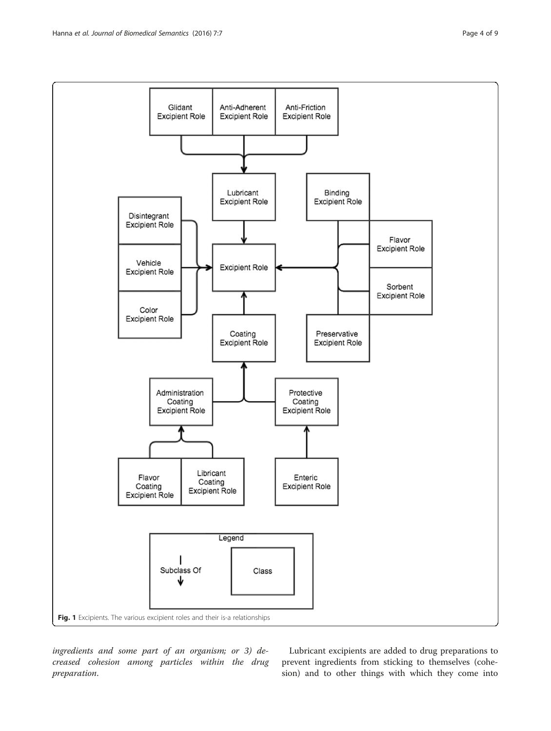Fig. 1 Excipients. The various excipient roles and their is-a relationships

*ingredients and some part of an organism; or 3) decreased cohesion among particles within the drug preparation.*

Lubricant excipients are added to drug preparations to prevent ingredients from sticking to themselves (cohesion) and to other things with which they come into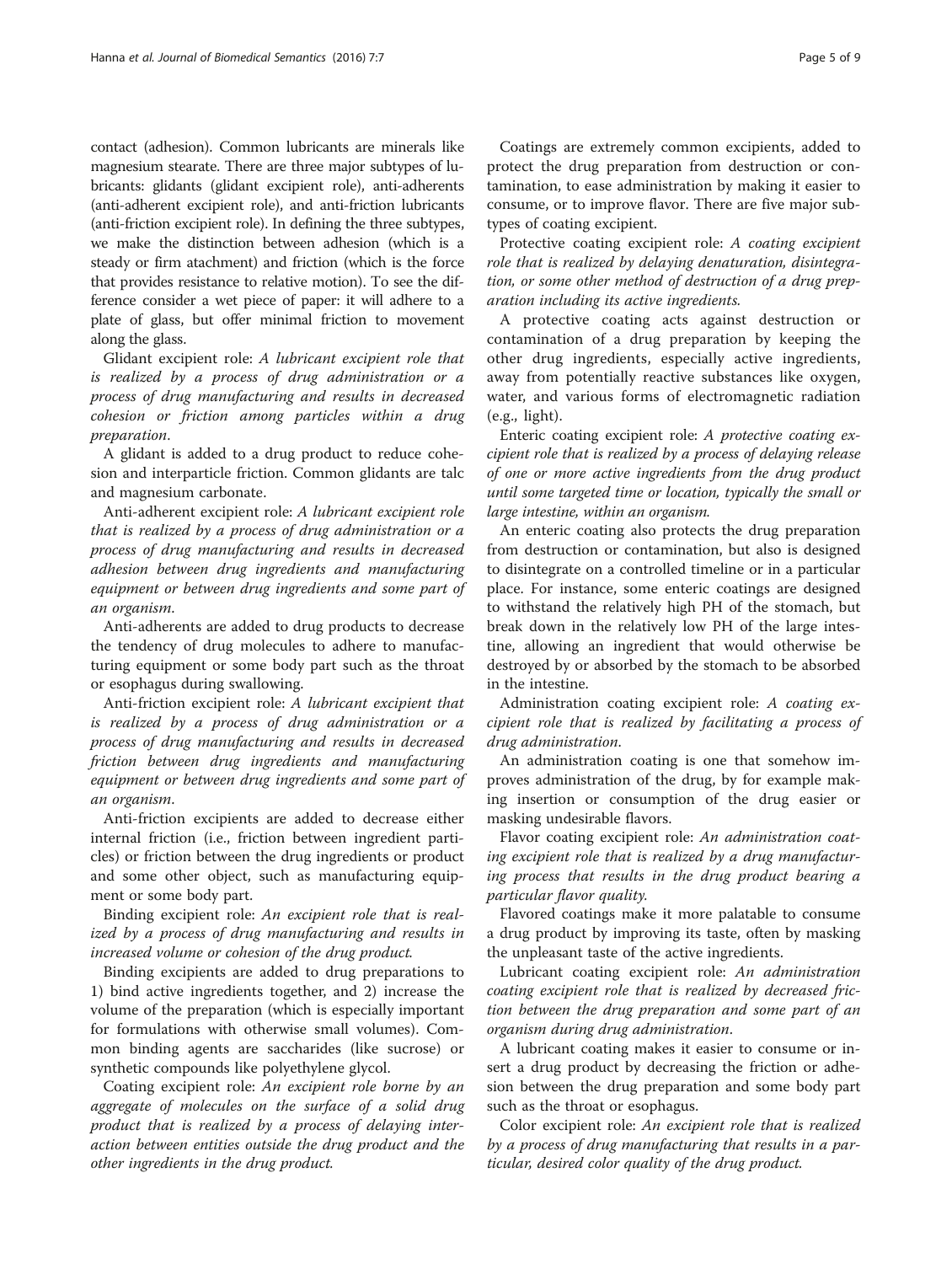contact (adhesion). Common lubricants are minerals like magnesium stearate. There are three major subtypes of lubricants: glidants (glidant excipient role), anti-adherents (anti-adherent excipient role), and anti-friction lubricants (anti-friction excipient role). In defining the three subtypes, we make the distinction between adhesion (which is a steady or firm atachment) and friction (which is the force that provides resistance to relative motion). To see the difference consider a wet piece of paper: it will adhere to a plate of glass, but offer minimal friction to movement along the glass.

Glidant excipient role: *A lubricant excipient role that is realized by a process of drug administration or a process of drug manufacturing and results in decreased cohesion or friction among particles within a drug preparation*.

A glidant is added to a drug product to reduce cohesion and interparticle friction. Common glidants are talc and magnesium carbonate.

Anti-adherent excipient role: *A lubricant excipient role that is realized by a process of drug administration or a process of drug manufacturing and results in decreased adhesion between drug ingredients and manufacturing equipment or between drug ingredients and some part of an organism*.

Anti-adherents are added to drug products to decrease the tendency of drug molecules to adhere to manufacturing equipment or some body part such as the throat or esophagus during swallowing.

Anti-friction excipient role: *A lubricant excipient that is realized by a process of drug administration or a process of drug manufacturing and results in decreased friction between drug ingredients and manufacturing equipment or between drug ingredients and some part of an organism*.

Anti-friction excipients are added to decrease either internal friction (i.e., friction between ingredient particles) or friction between the drug ingredients or product and some other object, such as manufacturing equipment or some body part.

Binding excipient role: *An excipient role that is realized by a process of drug manufacturing and results in increased volume or cohesion of the drug product*.

Binding excipients are added to drug preparations to 1) bind active ingredients together, and 2) increase the volume of the preparation (which is especially important for formulations with otherwise small volumes). Common binding agents are saccharides (like sucrose) or synthetic compounds like polyethylene glycol.

Coating excipient role: *An excipient role borne by an aggregate of molecules on the surface of a solid drug product that is realized by a process of delaying interaction between entities outside the drug product and the other ingredients in the drug product*.

Coatings are extremely common excipients, added to protect the drug preparation from destruction or contamination, to ease administration by making it easier to consume, or to improve flavor. There are five major subtypes of coating excipient.

Protective coating excipient role: *A coating excipient role that is realized by delaying denaturation, disintegration, or some other method of destruction of a drug preparation including its active ingredients*.

A protective coating acts against destruction or contamination of a drug preparation by keeping the other drug ingredients, especially active ingredients, away from potentially reactive substances like oxygen, water, and various forms of electromagnetic radiation (e.g., light).

Enteric coating excipient role: *A protective coating excipient role that is realized by a process of delaying release of one or more active ingredients from the drug product until some targeted time or location, typically the small or large intestine, within an organism*.

An enteric coating also protects the drug preparation from destruction or contamination, but also is designed to disintegrate on a controlled timeline or in a particular place. For instance, some enteric coatings are designed to withstand the relatively high PH of the stomach, but break down in the relatively low PH of the large intestine, allowing an ingredient that would otherwise be destroyed by or absorbed by the stomach to be absorbed in the intestine.

Administration coating excipient role: *A coating excipient role that is realized by facilitating a process of drug administration*.

An administration coating is one that somehow improves administration of the drug, by for example making insertion or consumption of the drug easier or masking undesirable flavors.

Flavor coating excipient role: *An administration coating excipient role that is realized by a drug manufacturing process that results in the drug product bearing a particular flavor quality.*

Flavored coatings make it more palatable to consume a drug product by improving its taste, often by masking the unpleasant taste of the active ingredients.

Lubricant coating excipient role: *An administration coating excipient role that is realized by decreased friction between the drug preparation and some part of an organism during drug administration*.

A lubricant coating makes it easier to consume or insert a drug product by decreasing the friction or adhesion between the drug preparation and some body part such as the throat or esophagus.

Color excipient role: *An excipient role that is realized by a process of drug manufacturing that results in a particular, desired color quality of the drug product.*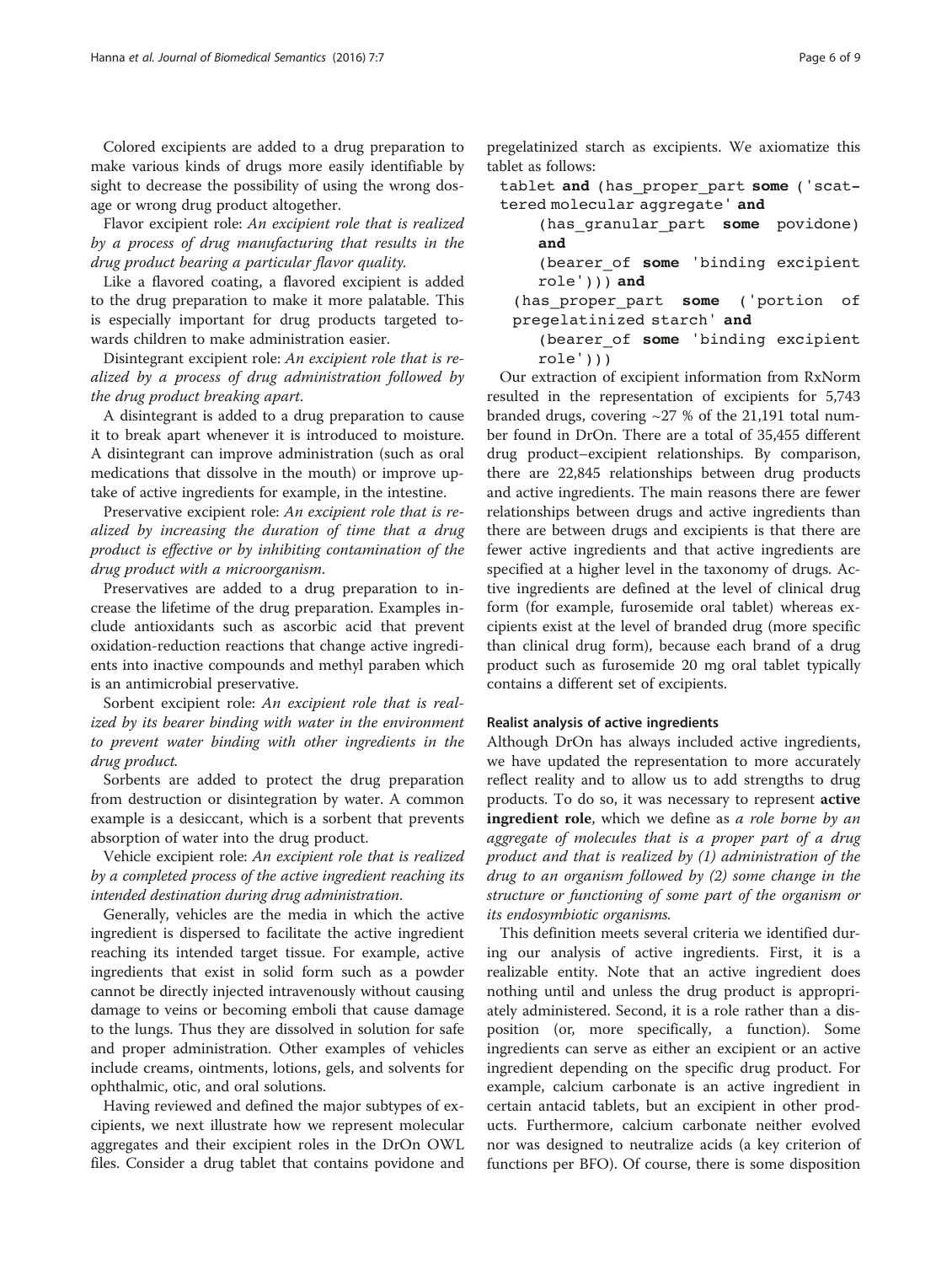Colored excipients are added to a drug preparation to make various kinds of drugs more easily identifiable by sight to decrease the possibility of using the wrong dosage or wrong drug product altogether.

Flavor excipient role: *An excipient role that is realized by a process of drug manufacturing that results in the drug product bearing a particular flavor quality.*

Like a flavored coating, a flavored excipient is added to the drug preparation to make it more palatable. This is especially important for drug products targeted towards children to make administration easier.

Disintegrant excipient role: *An excipient role that is realized by a process of drug administration followed by the drug product breaking apart.*

A disintegrant is added to a drug preparation to cause it to break apart whenever it is introduced to moisture. A disintegrant can improve administration (such as oral medications that dissolve in the mouth) or improve uptake of active ingredients for example, in the intestine.

Preservative excipient role: *An excipient role that is realized by increasing the duration of time that a drug product is effective or by inhibiting contamination of the drug product with a microorganism.*

Preservatives are added to a drug preparation to increase the lifetime of the drug preparation. Examples include antioxidants such as ascorbic acid that prevent oxidation-reduction reactions that change active ingredients into inactive compounds and methyl paraben which is an antimicrobial preservative.

Sorbent excipient role: *An excipient role that is realized by its bearer binding with water in the environment to prevent water binding with other ingredients in the drug product.*

Sorbents are added to protect the drug preparation from destruction or disintegration by water. A common example is a desiccant, which is a sorbent that prevents absorption of water into the drug product.

Vehicle excipient role: *An excipient role that is realized by a completed process of the active ingredient reaching its intended destination during drug administration.*

Generally, vehicles are the media in which the active ingredient is dispersed to facilitate the active ingredient reaching its intended target tissue. For example, active ingredients that exist in solid form such as a powder cannot be directly injected intravenously without causing damage to veins or becoming emboli that cause damage to the lungs. Thus they are dissolved in solution for safe and proper administration. Other examples of vehicles include creams, ointments, lotions, gels, and solvents for ophthalmic, otic, and oral solutions.

Having reviewed and defined the major subtypes of excipients, we next illustrate how we represent molecular aggregates and their excipient roles in the DrOn OWL files. Consider a drug tablet that contains povidone and pregelatinized starch as excipients. We axiomatize this tablet as follows:

```
tablet and (has_proper_part some ('scattered molecular aggregate' and
    (has_granular_part some povidone)
    and
    (bearer_of some 'binding excipient
    role'))) and
  (has_proper_part some ('portion of
  pregelatinized starch' and
    (bearer_of some 'binding excipient
    role')))
```

Our extraction of excipient information from RxNorm resulted in the representation of excipients for 5,743 branded drugs, covering ~27 % of the 21,191 total number found in DrOn. There are a total of 35,455 different drug product–excipient relationships. By comparison, there are 22,845 relationships between drug products and active ingredients. The main reasons there are fewer relationships between drugs and active ingredients than there are between drugs and excipients is that there are fewer active ingredients and that active ingredients are specified at a higher level in the taxonomy of drugs. Active ingredients are defined at the level of clinical drug form (for example, furosemide oral tablet) whereas excipients exist at the level of branded drug (more specific than clinical drug form), because each brand of a drug product such as furosemide 20 mg oral tablet typically contains a different set of excipients.

#### Realist analysis of active ingredients

Although DrOn has always included active ingredients, we have updated the representation to more accurately reflect reality and to allow us to add strengths to drug products. To do so, it was necessary to represent **active ingredient role**, which we define as *a role borne by an aggregate of molecules that is a proper part of a drug product and that is realized by (1) administration of the drug to an organism followed by (2) some change in the structure or functioning of some part of the organism or its endosymbiotic organisms.*

This definition meets several criteria we identified during our analysis of active ingredients. First, it is a realizable entity. Note that an active ingredient does nothing until and unless the drug product is appropriately administered. Second, it is a role rather than a disposition (or, more specifically, a function). Some ingredients can serve as either an excipient or an active ingredient depending on the specific drug product. For example, calcium carbonate is an active ingredient in certain antacid tablets, but an excipient in other products. Furthermore, calcium carbonate neither evolved nor was designed to neutralize acids (a key criterion of functions per BFO). Of course, there is some disposition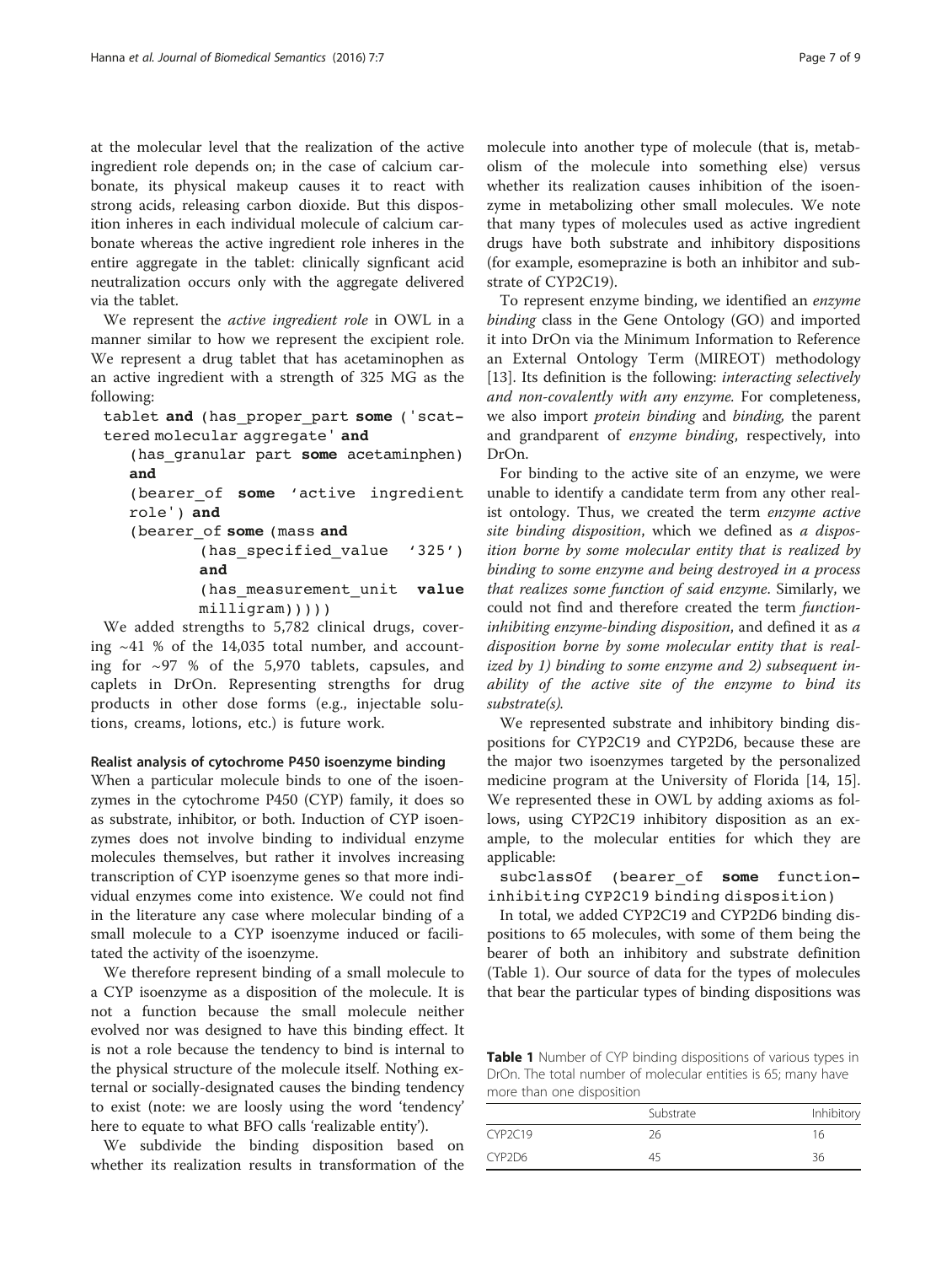at the molecular level that the realization of the active ingredient role depends on; in the case of calcium carbonate, its physical makeup causes it to react with strong acids, releasing carbon dioxide. But this disposition inheres in each individual molecule of calcium carbonate whereas the active ingredient role inheres in the entire aggregate in the tablet: clinically signficant acid neutralization occurs only with the aggregate delivered via the tablet.

We represent the *active ingredient role* in OWL in a manner similar to how we represent the excipient role. We represent a drug tablet that has acetaminophen as an active ingredient with a strength of 325 MG as the following:

```
tablet and (has_proper_part some ('scattered molecular aggregate' and
    (has_granular part some acetaminphen)
    and
    (bearer_of some 'active ingredient role') and
    (bearer_of some (mass and
          (has_specified_value '325')
          and
          (has_measurement_unit value
          milligram)))))
```

We added strengths to 5,782 clinical drugs, covering ~41 % of the 14,035 total number, and accounting for ~97 % of the 5,970 tablets, capsules, and caplets in DrOn. Representing strengths for drug products in other dose forms (e.g., injectable solutions, creams, lotions, etc.) is future work.

#### Realist analysis of cytochrome P450 isoenzyme binding

When a particular molecule binds to one of the isoenzymes in the cytochrome P450 (CYP) family, it does so as substrate, inhibitor, or both. Induction of CYP isoenzymes does not involve binding to individual enzyme molecules themselves, but rather it involves increasing transcription of CYP isoenzyme genes so that more individual enzymes come into existence. We could not find in the literature any case where molecular binding of a small molecule to a CYP isoenzyme induced or facilitated the activity of the isoenzyme.

We therefore represent binding of a small molecule to a CYP isoenzyme as a disposition of the molecule. It is not a function because the small molecule neither evolved nor was designed to have this binding effect. It is not a role because the tendency to bind is internal to the physical structure of the molecule itself. Nothing external or socially-designated causes the binding tendency to exist (note: we are loosely using the word 'tendency' here to equate to what BFO calls 'realizable entity').

We subdivide the binding disposition based on whether its realization results in transformation of the molecule into another type of molecule (that is, metabolism of the molecule into something else) versus whether its realization causes inhibition of the isoenzyme in metabolizing other small molecules. We note that many types of molecules used as active ingredient drugs have both substrate and inhibitory dispositions (for example, esomeprazine is both an inhibitor and substrate of CYP2C19).

To represent enzyme binding, we identified an *enzyme binding* class in the Gene Ontology (GO) and imported it into DrOn via the Minimum Information to Reference an External Ontology Term (MIREOT) methodology [13]. Its definition is the following: *interacting selectively and non-covalently with any enzyme.* For completeness, we also import *protein binding* and *binding*, the parent and grandparent of *enzyme binding*, respectively, into DrOn.

For binding to the active site of an enzyme, we were unable to identify a candidate term from any other realist ontology. Thus, we created the term *enzyme active site binding disposition*, which we defined as *a disposition borne by some molecular entity that is realized by binding to some enzyme and being destroyed in a process that realizes some function of said enzyme*. Similarly, we could not find and therefore created the term *function-inhibiting enzyme-binding disposition*, and defined it as *a disposition borne by some molecular entity that is realized by 1) binding to some enzyme and 2) subsequent inability of the active site of the enzyme to bind its substrate(s)*.

We represented substrate and inhibitory binding dispositions for CYP2C19 and CYP2D6, because these are the major two isoenzymes targeted by the personalized medicine program at the University of Florida [14, 15]. We represented these in OWL by adding axioms as follows, using CYP2C19 inhibitory disposition as an example, to the molecular entities for which they are applicable:

```
subclassOf (bearer_of some function-inhibiting CYP2C19 binding disposition)
```

In total, we added CYP2C19 and CYP2D6 binding dispositions to 65 molecules, with some of them being the bearer of both an inhibitory and substrate definition (Table 1). Our source of data for the types of molecules that bear the particular types of binding dispositions was

**Table 1** Number of CYP binding dispositions of various types in DrOn. The total number of molecular entities is 65; many have more than one disposition

| | Substrate | Inhibitory |
|---|---|---|
| CYP2C19 | 26 | 16 |
| CYP2D6 | 45 | 36 |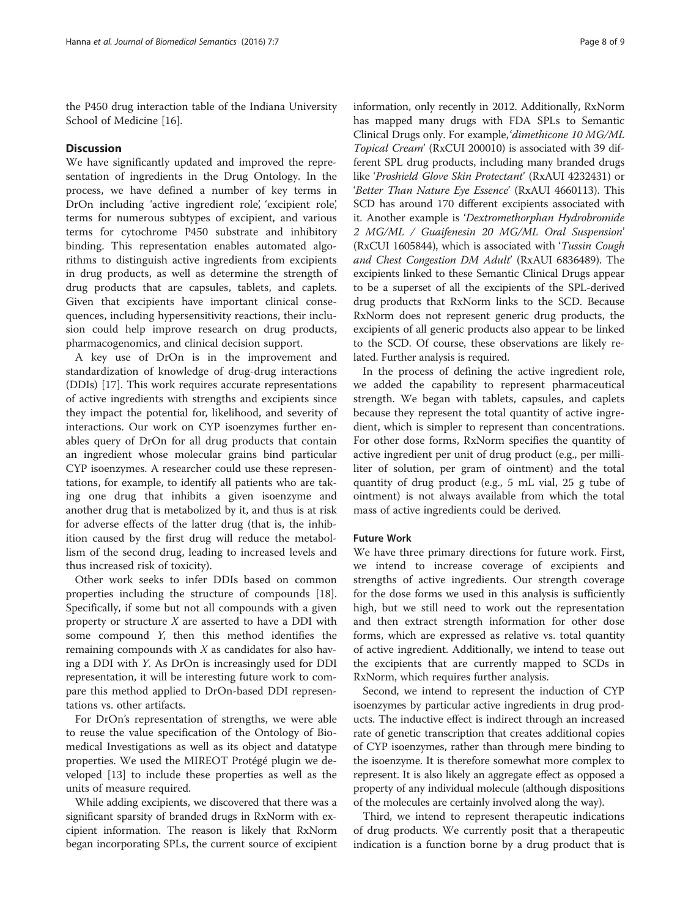the P450 drug interaction table of the Indiana University School of Medicine [16].

## Discussion

We have significantly updated and improved the representation of ingredients in the Drug Ontology. In the process, we have defined a number of key terms in DrOn including 'active ingredient role', 'excipient role', terms for numerous subtypes of excipient, and various terms for cytochrome P450 substrate and inhibitory binding. This representation enables automated algorithms to distinguish active ingredients from excipients in drug products, as well as determine the strength of drug products that are capsules, tablets, and caplets. Given that excipients have important clinical consequences, including hypersensitivity reactions, their inclusion could help improve research on drug products, pharmacogenomics, and clinical decision support.

A key use of DrOn is in the improvement and standardization of knowledge of drug-drug interactions (DDIs) [17]. This work requires accurate representations of active ingredients with strengths and excipients since they impact the potential for, likelihood, and severity of interactions. Our work on CYP isoenzymes further enables query of DrOn for all drug products that contain an ingredient whose molecular grains bind particular CYP isoenzymes. A researcher could use these representations, for example, to identify all patients who are taking one drug that inhibits a given isoenzyme and another drug that is metabolized by it, and thus is at risk for adverse effects of the latter drug (that is, the inhibition caused by the first drug will reduce the metabollism of the second drug, leading to increased levels and thus increased risk of toxicity).

Other work seeks to infer DDIs based on common properties including the structure of compounds [18]. Specifically, if some but not all compounds with a given property or structure *X* are asserted to have a DDI with some compound *Y*, then this method identifies the remaining compounds with *X* as candidates for also having a DDI with *Y*. As DrOn is increasingly used for DDI representation, it will be interesting future work to compare this method applied to DrOn-based DDI representations vs. other artifacts.

For DrOn's representation of strengths, we were able to reuse the value specification of the Ontology of Biomedical Investigations as well as its object and datatype properties. We used the MIREOT Protégé plugin we developed [13] to include these properties as well as the units of measure required.

While adding excipients, we discovered that there was a significant sparsity of branded drugs in RxNorm with excipient information. The reason is likely that RxNorm began incorporating SPLs, the current source of excipient information, only recently in 2012. Additionally, RxNorm has mapped many drugs with FDA SPLs to Semantic Clinical Drugs only. For example, '*dimethicone 10 MG/ML Topical Cream*' (RxCUI 200010) is associated with 39 different SPL drug products, including many branded drugs like '*Proshield Glove Skin Protectant*' (RxAUI 4232431) or '*Better Than Nature Eye Essence*' (RxAUI 4660113). This SCD has around 170 different excipients associated with it. Another example is '*Dextromethorphan Hydrobromide 2 MG/ML / Guaifenesin 20 MG/ML Oral Suspension*' (RxCUI 1605844), which is associated with '*Tussin Cough and Chest Congestion DM Adult*' (RxAUI 6836489). The excipients linked to these Semantic Clinical Drugs appear to be a superset of all the excipients of the SPL-derived drug products that RxNorm links to the SCD. Because RxNorm does not represent generic drug products, the excipients of all generic products also appear to be linked to the SCD. Of course, these observations are likely related. Further analysis is required.

In the process of defining the active ingredient role, we added the capability to represent pharmaceutical strength. We began with tablets, capsules, and caplets because they represent the total quantity of active ingredient, which is simpler to represent than concentrations. For other dose forms, RxNorm specifies the quantity of active ingredient per unit of drug product (e.g., per milliliter of solution, per gram of ointment) and the total quantity of drug product (e.g., 5 mL vial, 25 g tube of ointment) is not always available from which the total mass of active ingredients could be derived.

### Future Work

We have three primary directions for future work. First, we intend to increase coverage of excipients and strengths of active ingredients. Our strength coverage for the dose forms we used in this analysis is sufficiently high, but we still need to work out the representation and then extract strength information for other dose forms, which are expressed as relative vs. total quantity of active ingredient. Additionally, we intend to tease out the excipients that are currently mapped to SCDs in RxNorm, which requires further analysis.

Second, we intend to represent the induction of CYP isoenzymes by particular active ingredients in drug products. The inductive effect is indirect through an increased rate of genetic transcription that creates additional copies of CYP isoenzymes, rather than through mere binding to the isoenzyme. It is therefore somewhat more complex to represent. It is also likely an aggregate effect as opposed a property of any individual molecule (although dispositions of the molecules are certainly involved along the way).

Third, we intend to represent therapeutic indications of drug products. We currently posit that a therapeutic indication is a function borne by a drug product that is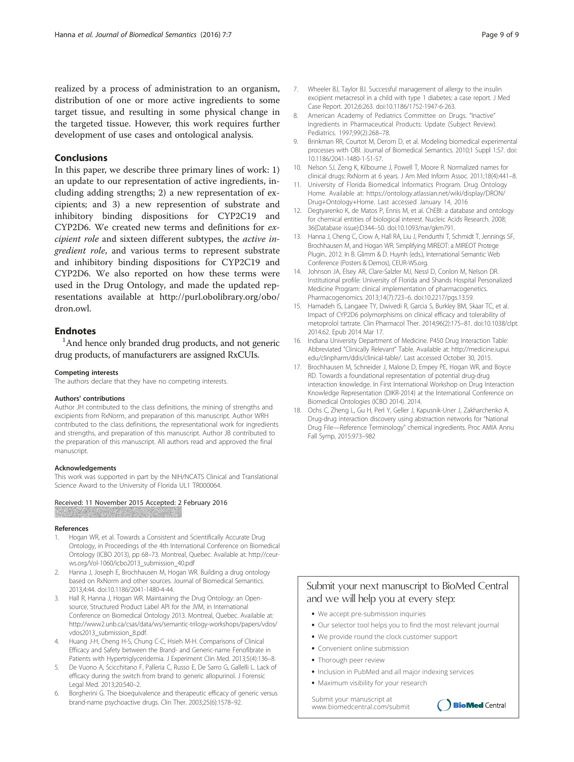realized by a process of administration to an organism, distribution of one or more active ingredients to some target tissue, and resulting in some physical change in the targeted tissue. However, this work requires further development of use cases and ontological analysis.

## Conclusions

In this paper, we describe three primary lines of work: 1) an update to our representation of active ingredients, including adding strengths; 2) a new representation of excipients; and 3) a new represention of substrate and inhibitory binding dispositions for CYP2C19 and CYP2D6. We created new terms and definitions for *excipient role* and sixteen different subtypes, the *active ingredient role*, and various terms to represent substrate and inhibitory binding dispositions for CYP2C19 and CYP2D6. We also reported on how these terms were used in the Drug Ontology, and made the updated representations available at http://purl.obolibrary.org/obo/dron.owl.

## Endnotes

[1]And hence only branded drug products, and not generic drug products, of manufacturers are assigned RxCUIs.

#### Competing interests

The authors declare that they have no competing interests.

#### Authors' contributions

Author JH contributed to the class definitions, the mining of strengths and excipients from RxNorm, and preparation of this manuscript. Author WRH contributed to the class definitions, the representational work for ingredients and strengths, and preparation of this manuscript. Author JB contributed to the preparation of this manuscript. All authors read and approved the final manuscript.

#### Acknowledgements

This work was supported in part by the NIH/NCATS Clinical and Translational Science Award to the University of Florida UL1 TR000064.

Received: 11 November 2015 Accepted: 2 February 2016

#### References

1. Hogan WR, et al. Towards a Consistent and Scientifically Accurate Drug Ontology, in Proceedings of the 4th International Conference on Biomedical Ontology (ICBO 2013), pp 68–73. Montreal, Quebec. Available at: http://ceur-ws.org/Vol-1060/icbo2013_submission_40.pdf
2. Hanna J, Joseph E, Brochhausen M, Hogan WR. Building a drug ontology based on RxNorm and other sources. Journal of Biomedical Semantics. 2013;4:44. doi:10.1186/2041-1480-4-44.
3. Hall R, Hanna J, Hogan WR. Maintaining the Drug Ontology: an Open-source, Structured Product Label API for the JVM, in International Conference on Biomedical Ontology 2013. Montreal, Quebec. Available at: http://www2.unb.ca/csas/data/ws/semantic-trilogy-workshops/papers/vdos/vdos2013_submission_8.pdf.
4. Huang J-H, Cheng H-S, Chung C-C, Hsieh M-H. Comparisons of Clinical Efficacy and Safety between the Brand- and Generic-name Fenofibrate in Patients with Hypertriglyceridemia. J Experiment Clin Med. 2013;5(4):136–8.
5. De Vuono A, Scicchitano F, Palleria C, Russo E, De Sarro G, Gallelli L. Lack of efficacy during the switch from brand to generic allopurinol. J Forensic Legal Med. 2013;20:540–2.
6. Borgherini G. The bioequivalence and therapeutic efficacy of generic versus brand-name psychoactive drugs. Clin Ther. 2003;25(6):1578–92.
7. Wheeler BJ, Taylor BJ. Successful management of allergy to the insulin excipient metacresol in a child with type 1 diabetes: a case report. J Med Case Report. 2012;6:263. doi:10.1186/1752-1947-6-263.
8. American Academy of Pediatrics Committee on Drugs. "Inactive" Ingredients in Pharmaceutical Products: Update (Subject Review). Pediatrics. 1997;99(2):268–78.
9. Brinkman RR, Courtot M, Derom D, et al. Modeling biomedical experimental processes with OBI. Journal of Biomedical Semantics. 2010;1 Suppl 1:S7. doi: 10.1186/2041-1480-1-S1-S7.
10. Nelson SJ, Zeng K, Kilbourne J, Powell T, Moore R. Normalized names for clinical drugs: RxNorm at 6 years. J Am Med Inform Assoc. 2011;18(4):441–8.
11. University of Florida Biomedical Informatics Program. Drug Ontology Home. Available at: https://ontology.atlassian.net/wiki/display/DRON/Drug+Ontology+Home. Last accessed January 14, 2016
12. Degtyarenko K, de Matos P, Ennis M, et al. ChEBI: a database and ontology for chemical entities of biological interest. Nucleic Acids Research. 2008; 36(Database issue):D344–50. doi:10.1093/nar/gkm791.
13. Hanna J, Cheng C, Crow A, Hall RA, Liu J, Pendurthi T, Schmidt T, Jennings SF, Brochhausen M, and Hogan WR. Simplifying MIREOT: a MIREOT Protege Plugin.. 2012. In B. Glimm & D. Huynh (eds.), International Semantic Web Conference (Posters & Demos), CEUR-WS.org.
14. Johnson JA, Elsey AR, Clare-Salzler MJ, Nessl D, Conlon M, Nelson DR. Institutional profile: University of Florida and Shands Hospital Personalized Medicine Program: clinical implementation of pharmacogenetics. Pharmacogenomics. 2013;14(7):723–6. doi:10.2217/pgs.13.59.
15. Hamadeh IS, Langaee TY, Dwivedi R, Garcia S, Burkley BM, Skaar TC, et al. Impact of CYP2D6 polymorphisms on clinical efficacy and tolerability of metoprolol tartrate. Clin Pharmacol Ther. 2014;96(2):175–81. doi:10.1038/clpt.2014.62. Epub 2014 Mar 17.
16. Indiana University Department of Medicine. P450 Drug Interaction Table: Abbreviated "Clinically Relevant" Table. Available at: http://medicine.iupui.edu/clinpharm/ddis/clinical-table/. Last accessed October 30, 2015.
17. Brochhausen M, Schneider J, Malone D, Empey PE, Hogan WR, and Boyce RD. Towards a foundational representation of potential drug-drug interaction knowledge. In First International Workshop on Drug Interaction Knowledge Representation (DIKR-2014) at the International Conference on Biomedical Ontologies (ICBO 2014). 2014.
18. Ochs C, Zheng L, Gu H, Perl Y, Geller J, Kapusnik-Uner J, Zakharchenko A. Drug-drug interaction discovery using abstraction networks for "National Drug File—Reference Terminology" chemical ingredients. Proc AMIA Annu Fall Symp, 2015:973–982

Submit your next manuscript to BioMed Central and we will help you at every step:

- We accept pre-submission inquiries
- Our selector tool helps you to find the most relevant journal
- We provide round the clock customer support
- Convenient online submission
- Thorough peer review
- Inclusion in PubMed and all major indexing services
- Maximum visibility for your research

Submit your manuscript at www.biomedcentral.com/submit

BioMed Central